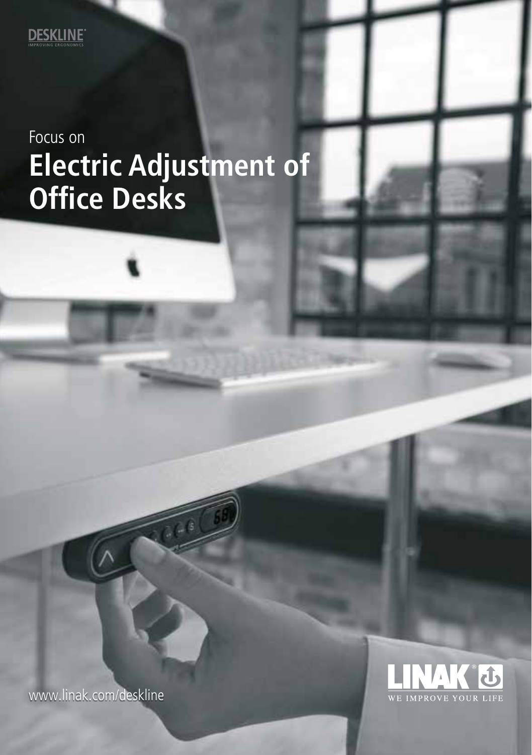DESKLINE®
IMPROVING ERGONOMICS

Focus on

# Electric Adjustment of Office Desks

www.linak.com/deskline

LINAK®
WE IMPROVE YOUR LIFE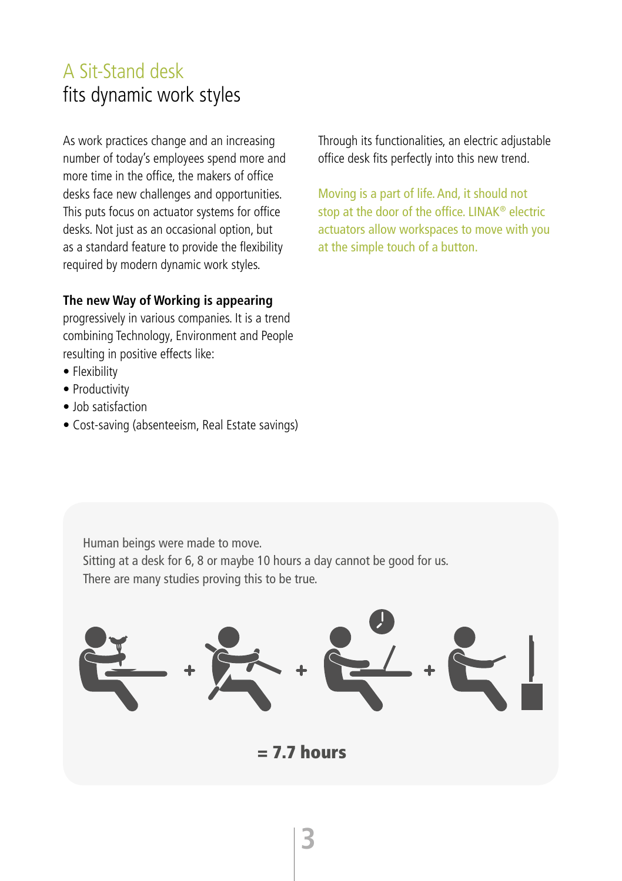# A Sit-Stand desk
## fits dynamic work styles

As work practices change and an increasing number of today's employees spend more and more time in the office, the makers of office desks face new challenges and opportunities. This puts focus on actuator systems for office desks. Not just as an occasional option, but as a standard feature to provide the flexibility required by modern dynamic work styles.

**The new Way of Working is appearing** progressively in various companies. It is a trend combining Technology, Environment and People resulting in positive effects like:

- Flexibility
- Productivity
- Job satisfaction
- Cost-saving (absenteeism, Real Estate savings)

Through its functionalities, an electric adjustable office desk fits perfectly into this new trend.

Moving is a part of life. And, it should not stop at the door of the office. LINAK® electric actuators allow workspaces to move with you at the simple touch of a button.

Human beings were made to move.
Sitting at a desk for 6, 8 or maybe 10 hours a day cannot be good for us.
There are many studies proving this to be true.

+ + +

**= 7.7 hours**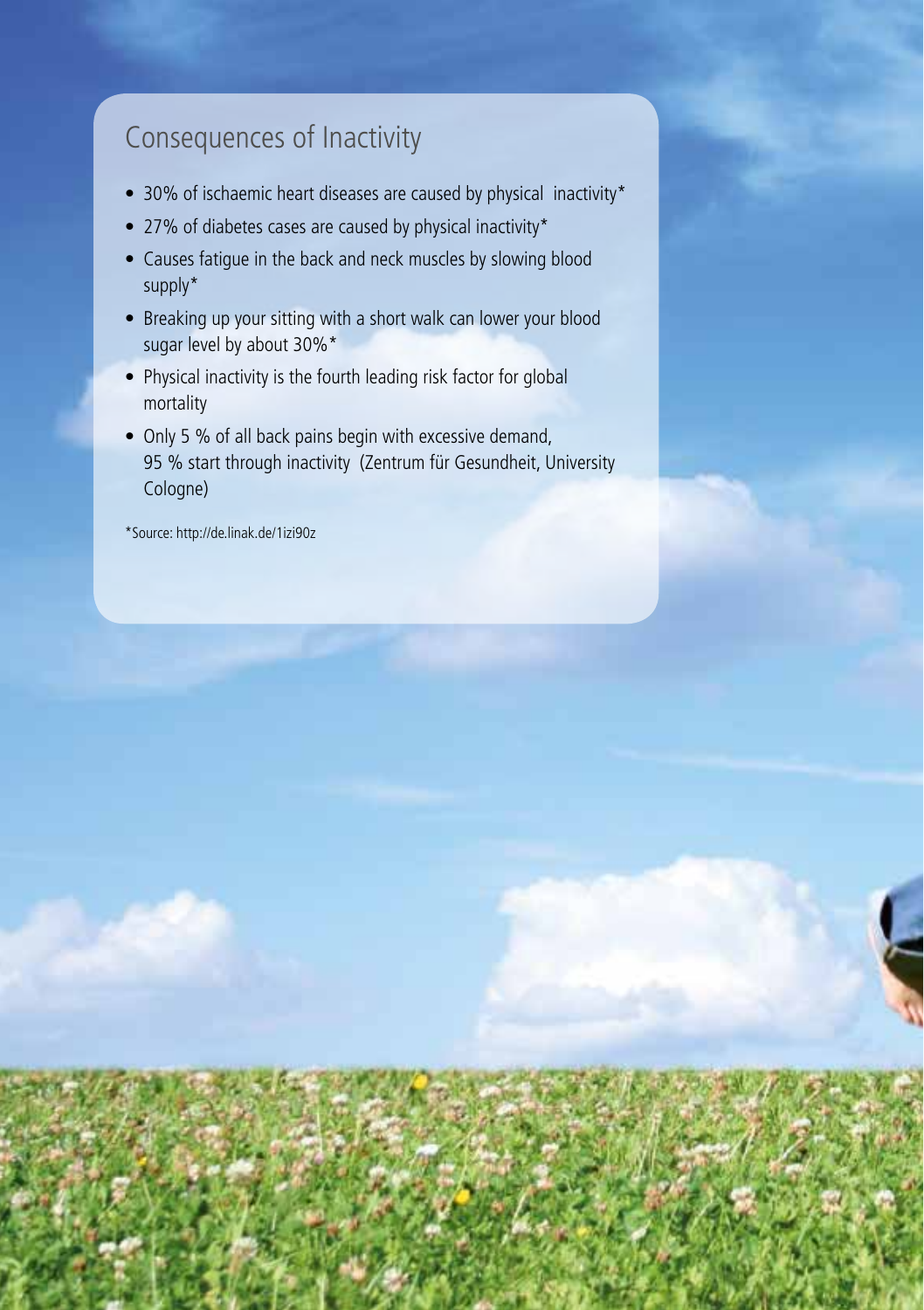## Consequences of Inactivity

- 30% of ischaemic heart diseases are caused by physical inactivity*
- 27% of diabetes cases are caused by physical inactivity*
- Causes fatigue in the back and neck muscles by slowing blood supply*
- Breaking up your sitting with a short walk can lower your blood sugar level by about 30%*
- Physical inactivity is the fourth leading risk factor for global mortality
- Only 5 % of all back pains begin with excessive demand, 95 % start through inactivity (Zentrum für Gesundheit, University Cologne)

*Source: http://de.linak.de/1izi90z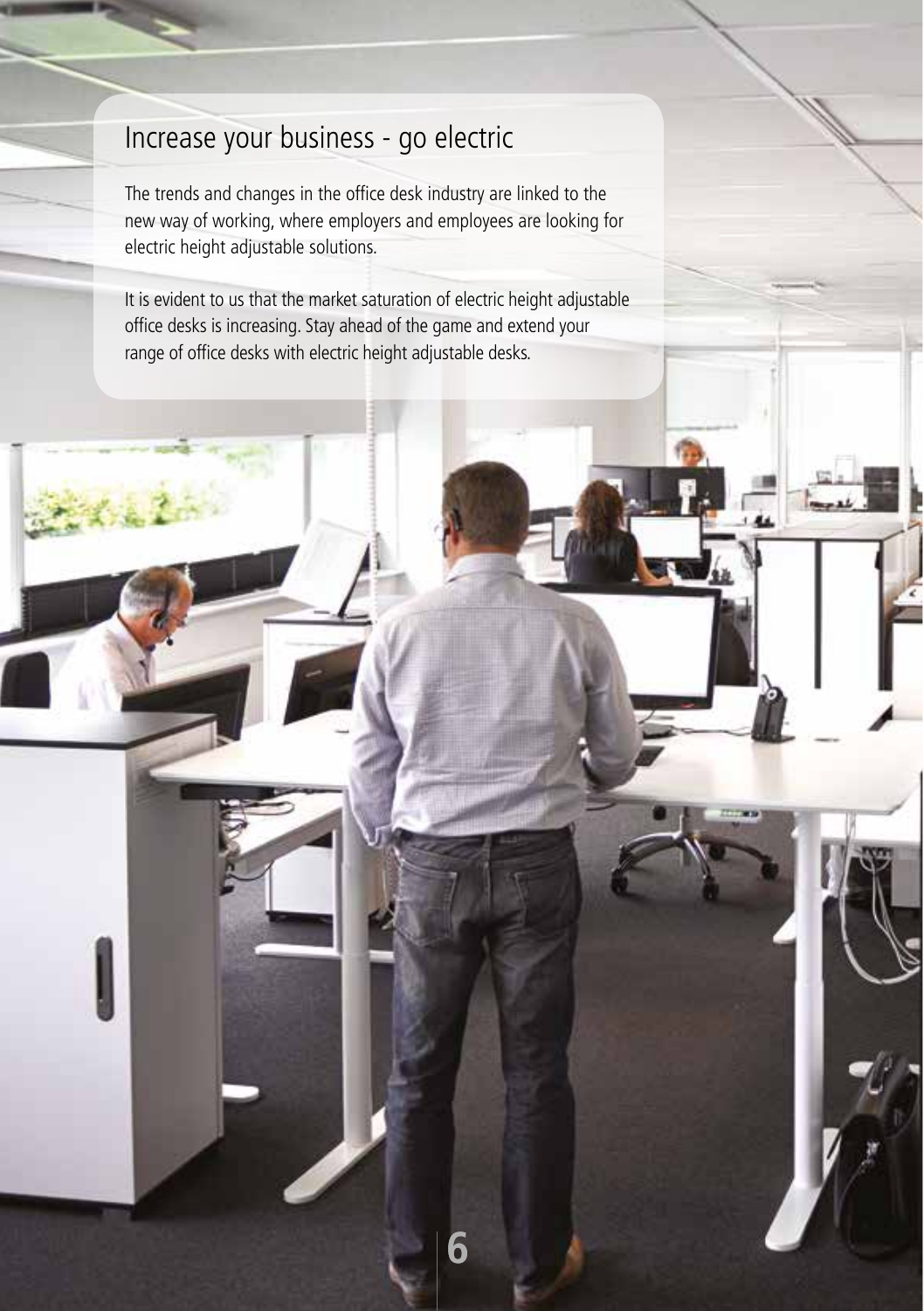## Increase your business - go electric

The trends and changes in the office desk industry are linked to the new way of working, where employers and employees are looking for electric height adjustable solutions.

It is evident to us that the market saturation of electric height adjustable office desks is increasing. Stay ahead of the game and extend your range of office desks with electric height adjustable desks.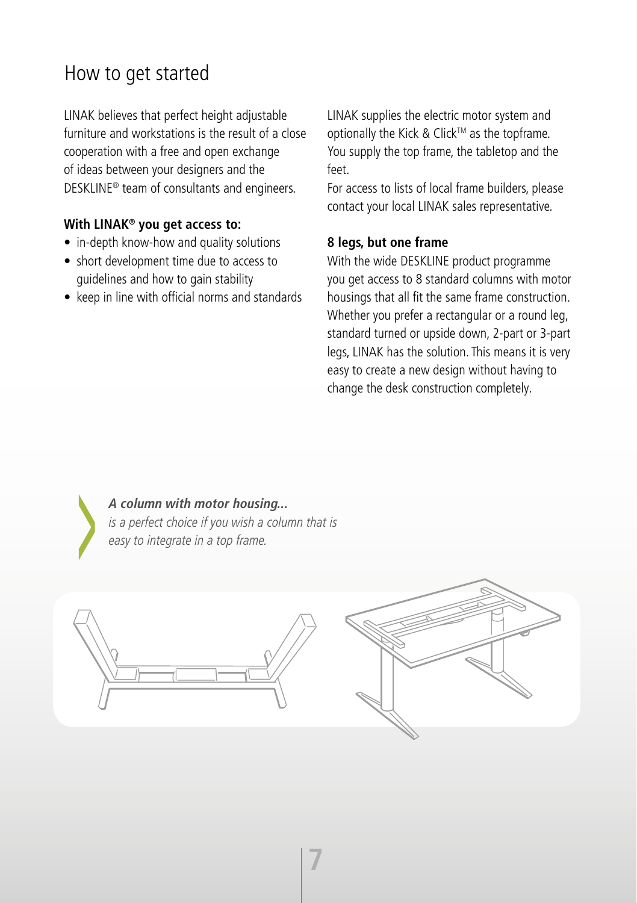# How to get started

LINAK believes that perfect height adjustable furniture and workstations is the result of a close cooperation with a free and open exchange of ideas between your designers and the DESKLINE® team of consultants and engineers.

**With LINAK® you get access to:**

- in-depth know-how and quality solutions
- short development time due to access to guidelines and how to gain stability
- keep in line with official norms and standards

LINAK supplies the electric motor system and optionally the Kick & Click™ as the topframe. You supply the top frame, the tabletop and the feet.

For access to lists of local frame builders, please contact your local LINAK sales representative.

**8 legs, but one frame**

With the wide DESKLINE product programme you get access to 8 standard columns with motor housings that all fit the same frame construction. Whether you prefer a rectangular or a round leg, standard turned or upside down, 2-part or 3-part legs, LINAK has the solution. This means it is very easy to create a new design without having to change the desk construction completely.

***A column with motor housing...***
*is a perfect choice if you wish a column that is easy to integrate in a top frame.*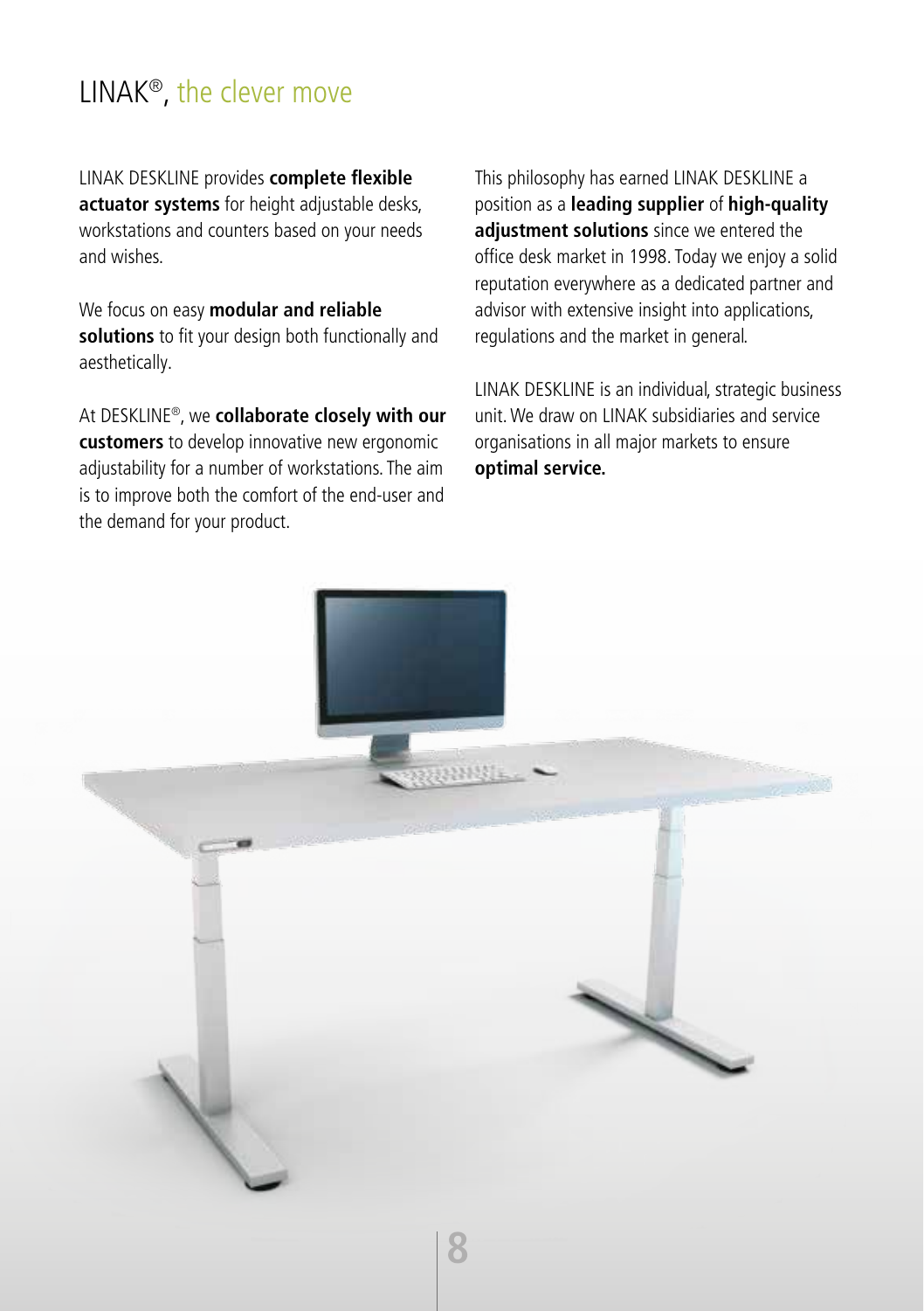# LINAK®, the clever move

LINAK DESKLINE provides **complete flexible actuator systems** for height adjustable desks, workstations and counters based on your needs and wishes.

We focus on easy **modular and reliable solutions** to fit your design both functionally and aesthetically.

At DESKLINE®, we **collaborate closely with our customers** to develop innovative new ergonomic adjustability for a number of workstations. The aim is to improve both the comfort of the end-user and the demand for your product.

This philosophy has earned LINAK DESKLINE a position as a **leading supplier** of **high-quality adjustment solutions** since we entered the office desk market in 1998. Today we enjoy a solid reputation everywhere as a dedicated partner and advisor with extensive insight into applications, regulations and the market in general.

LINAK DESKLINE is an individual, strategic business unit. We draw on LINAK subsidiaries and service organisations in all major markets to ensure **optimal service.**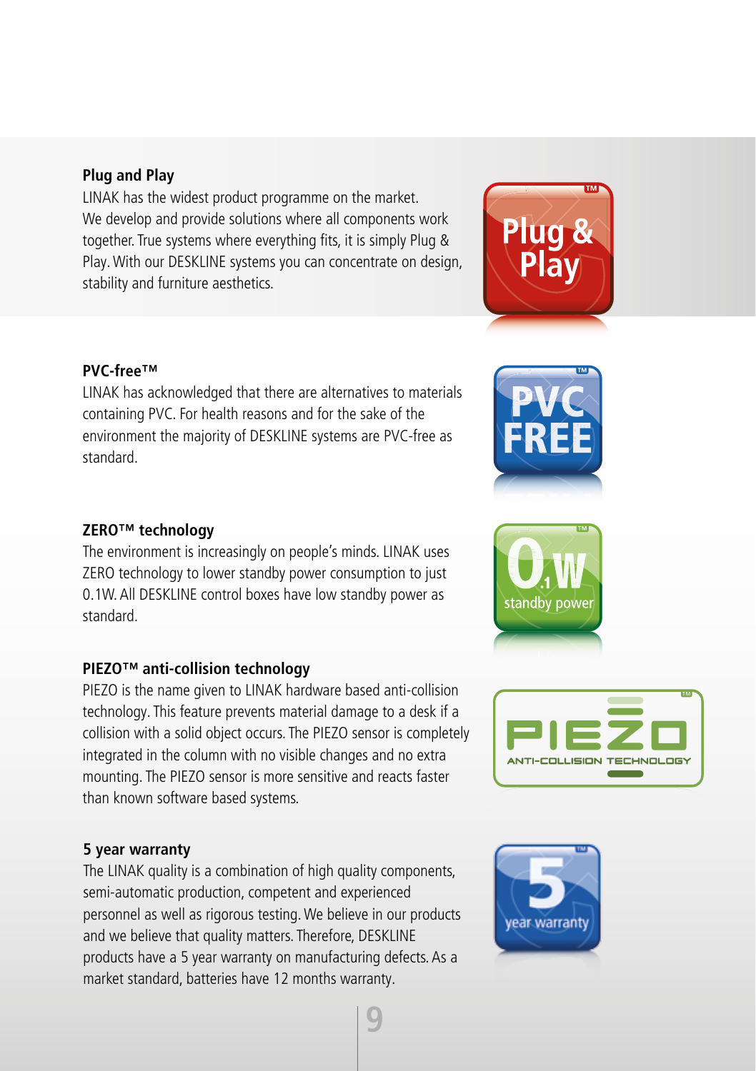**Plug and Play**

LINAK has the widest product programme on the market. We develop and provide solutions where all components work together. True systems where everything fits, it is simply Plug & Play. With our DESKLINE systems you can concentrate on design, stability and furniture aesthetics.

**PVC-free™**

LINAK has acknowledged that there are alternatives to materials containing PVC. For health reasons and for the sake of the environment the majority of DESKLINE systems are PVC-free as standard.

**ZERO™ technology**

The environment is increasingly on people's minds. LINAK uses ZERO technology to lower standby power consumption to just 0.1W. All DESKLINE control boxes have low standby power as standard.

**PIEZO™ anti-collision technology**

PIEZO is the name given to LINAK hardware based anti-collision technology. This feature prevents material damage to a desk if a collision with a solid object occurs. The PIEZO sensor is completely integrated in the column with no visible changes and no extra mounting. The PIEZO sensor is more sensitive and reacts faster than known software based systems.

**5 year warranty**

The LINAK quality is a combination of high quality components, semi-automatic production, competent and experienced personnel as well as rigorous testing. We believe in our products and we believe that quality matters. Therefore, DESKLINE products have a 5 year warranty on manufacturing defects. As a market standard, batteries have 12 months warranty.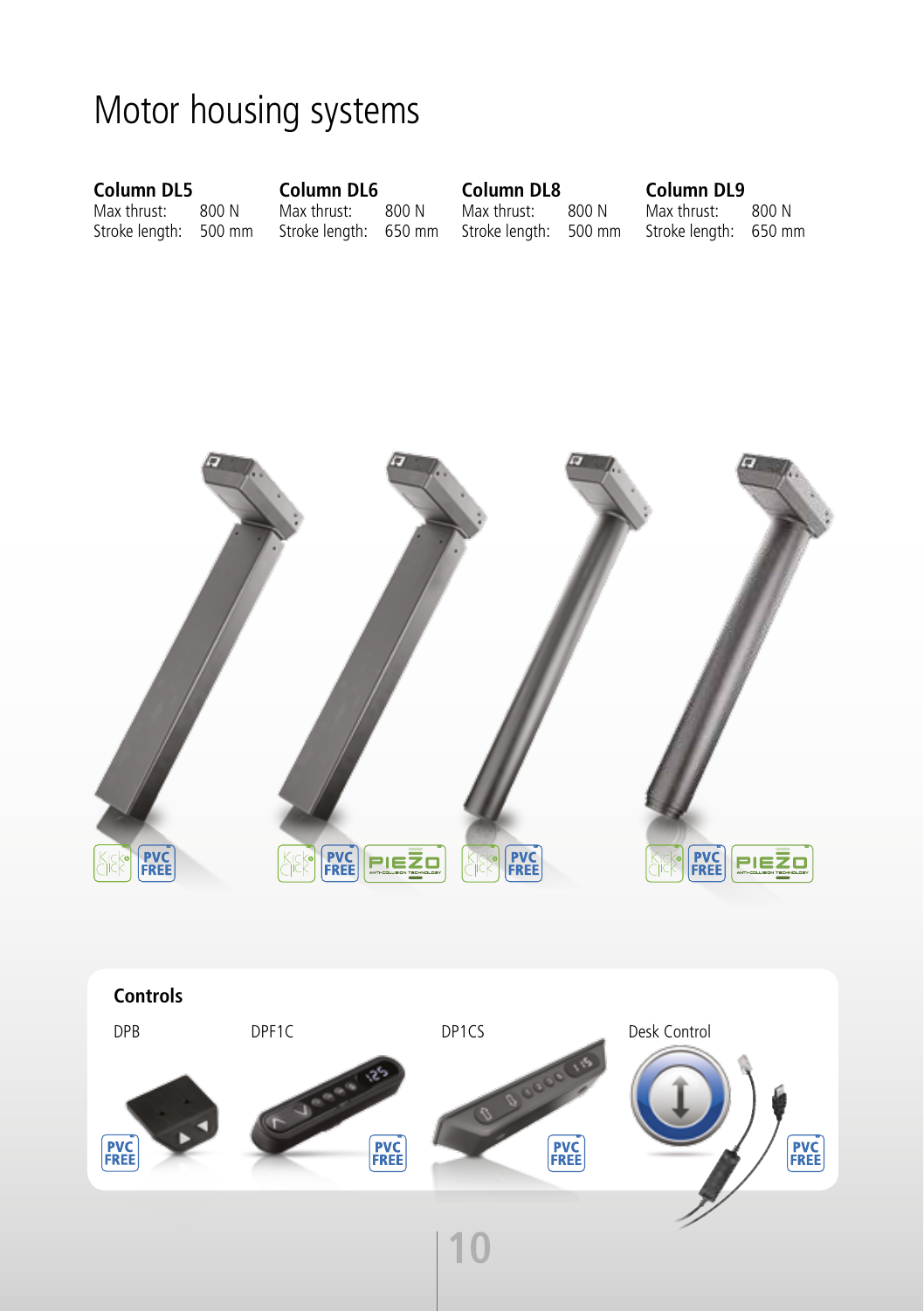# Motor housing systems

| | Column DL5 | Column DL6 | Column DL8 | Column DL9 |
|---|---|---|---|---|
| Max thrust: | 800 N | 800 N | 800 N | 800 N |
| Stroke length: | 500 mm | 650 mm | 500 mm | 650 mm |

## Controls

DPB

DPF1C

DP1CS

Desk Control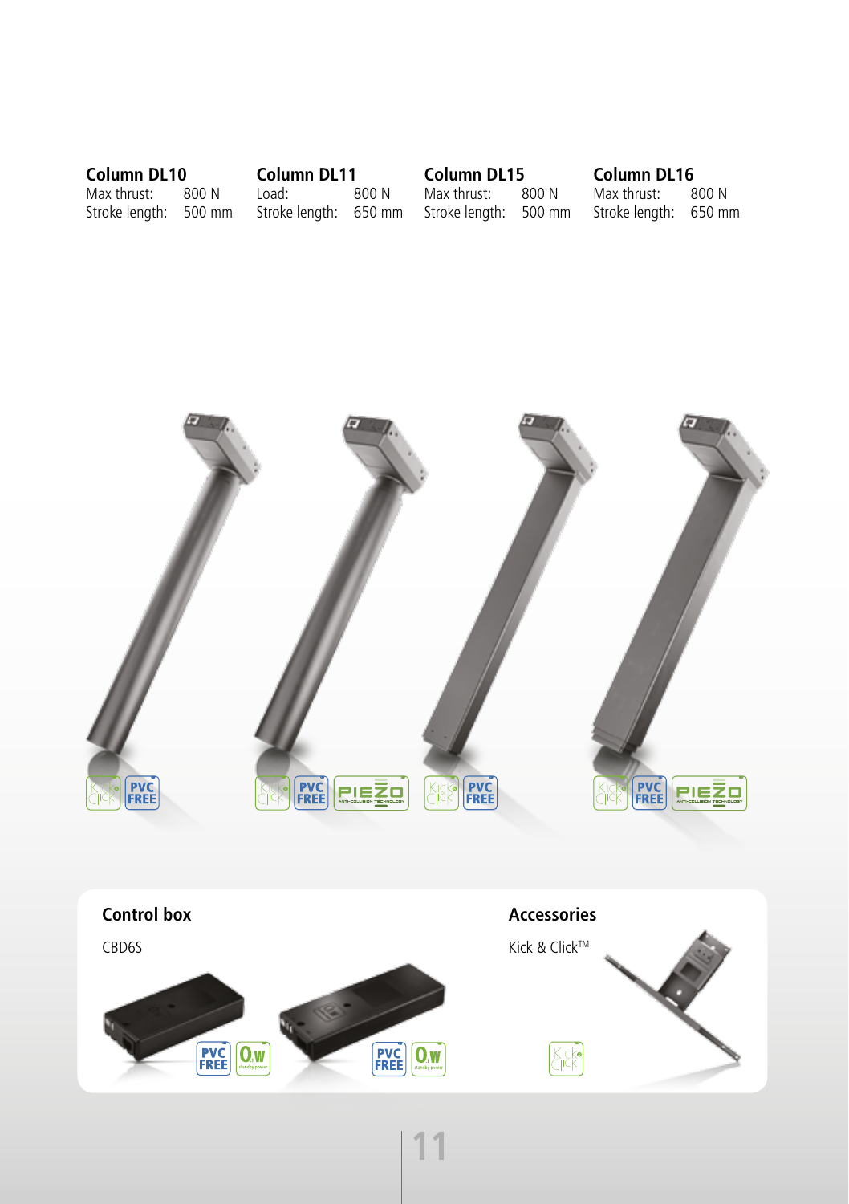### Column DL10

Max thrust: 800 N
Stroke length: 500 mm

### Column DL11

Load: 800 N
Stroke length: 650 mm

### Column DL15

Max thrust: 800 N
Stroke length: 500 mm

### Column DL16

Max thrust: 800 N
Stroke length: 650 mm

### Control box

CBD6S

### Accessories

Kick & Click™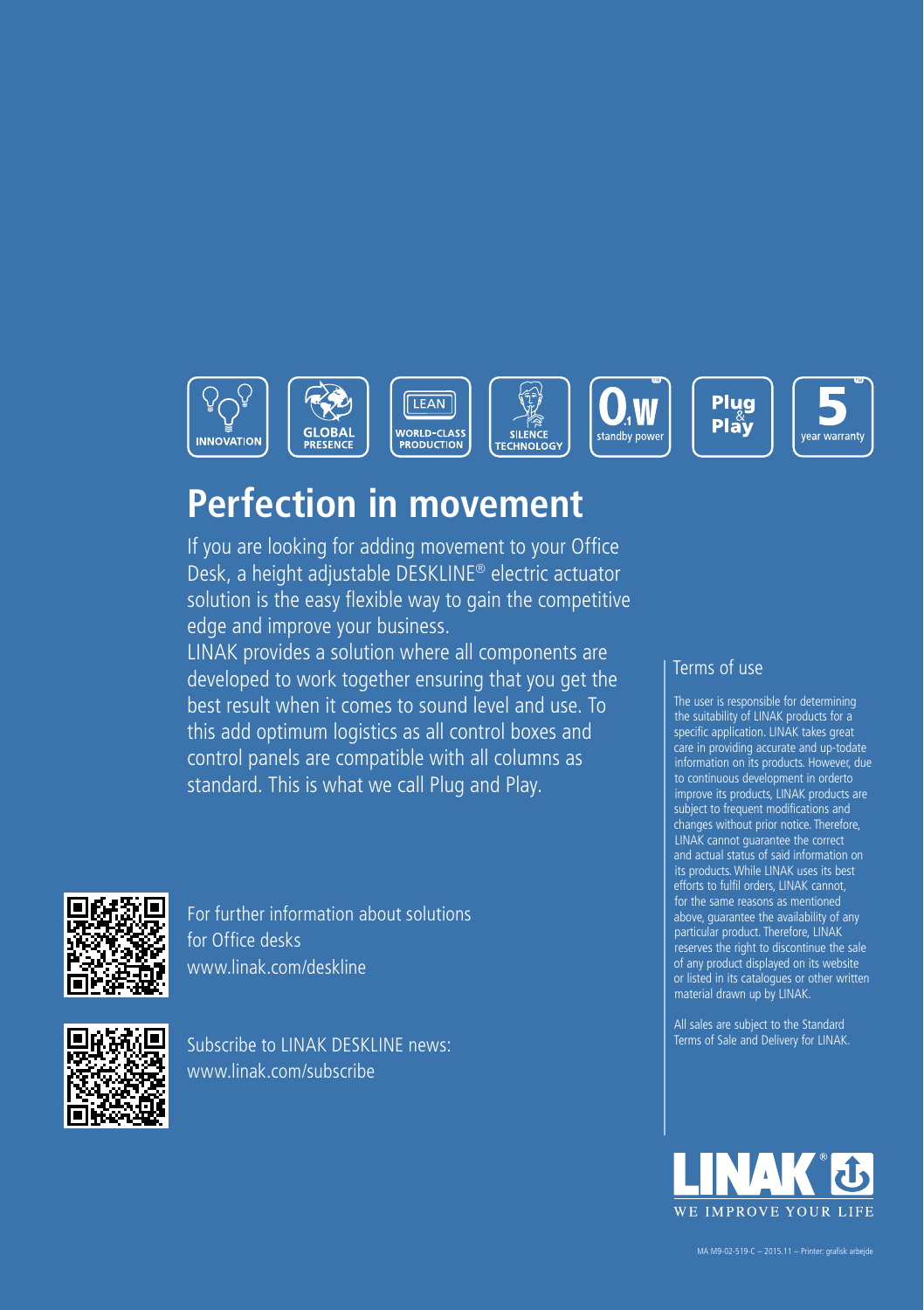INNOVATION

GLOBAL PRESENCE

LEAN WORLD-CLASS PRODUCTION

SILENCE TECHNOLOGY

0.1W standby power

Plug & Play

5 year warranty

# Perfection in movement

If you are looking for adding movement to your Office Desk, a height adjustable DESKLINE® electric actuator solution is the easy flexible way to gain the competitive edge and improve your business.
LINAK provides a solution where all components are developed to work together ensuring that you get the best result when it comes to sound level and use. To this add optimum logistics as all control boxes and control panels are compatible with all columns as standard. This is what we call Plug and Play.

For further information about solutions for Office desks
www.linak.com/deskline

Subscribe to LINAK DESKLINE news:
www.linak.com/subscribe

## Terms of use

The user is responsible for determining the suitability of LINAK products for a specific application. LINAK takes great care in providing accurate and up-todate information on its products. However, due to continuous development in orderto improve its products, LINAK products are subject to frequent modifications and changes without prior notice. Therefore, LINAK cannot guarantee the correct and actual status of said information on its products. While LINAK uses its best efforts to fulfil orders, LINAK cannot, for the same reasons as mentioned above, guarantee the availability of any particular product. Therefore, LINAK reserves the right to discontinue the sale of any product displayed on its website or listed in its catalogues or other written material drawn up by LINAK.

All sales are subject to the Standard Terms of Sale and Delivery for LINAK.

LINAK®

WE IMPROVE YOUR LIFE

MA M9-02-519-C – 2015.11 – Printer: grafisk arbejde